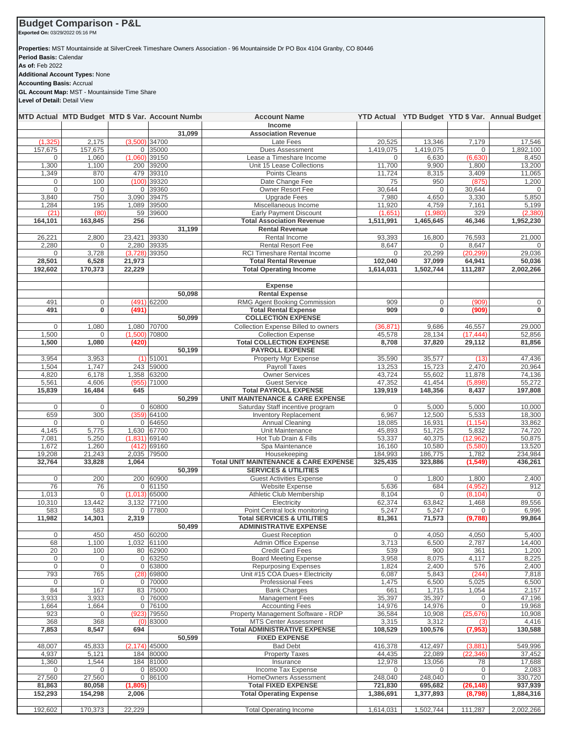# Budget Comparison - P&L

**Exported On:** 03/29/2022 05:16 PM

**Properties:** MST Mountainside at SilverCreek Timeshare Owners Association - 96 Mountainside Dr PO Box 4104 Granby, CO 80446
**Period Basis:** Calendar
**As of:** Feb 2022
**Additional Account Types:** None
**Accounting Basis:** Accrual
**GL Account Map:** MST - Mountainside Time Share
**Level of Detail:** Detail View

| MTD Actual | MTD Budget | MTD $ Var. | Account Number | Account Name | YTD Actual | YTD Budget | YTD $ Var. | Annual Budget |
|---|---|---|---|---|---|---|---|---|
| | | | | **Income** | | | | |
| | | | **31,099** | **Association Revenue** | | | | |
| (1,325) | 2,175 | (3,500) | 34700 | Late Fees | 20,525 | 13,346 | 7,179 | 17,546 |
| 157,675 | 157,675 | 0 | 35000 | Dues Assessment | 1,419,075 | 1,419,075 | 0 | 1,892,100 |
| 0 | 1,060 | (1,060) | 39150 | Lease a Timeshare Income | 0 | 6,630 | (6,630) | 8,450 |
| 1,300 | 1,100 | 200 | 39200 | Unit 15 Lease Collections | 11,700 | 9,900 | 1,800 | 13,200 |
| 1,349 | 870 | 479 | 39310 | Points Cleans | 11,724 | 8,315 | 3,409 | 11,065 |
| 0 | 100 | (100) | 39320 | Date Change Fee | 75 | 950 | (875) | 1,200 |
| 0 | 0 | 0 | 39360 | Owner Resort Fee | 30,644 | 0 | 30,644 | 0 |
| 3,840 | 750 | 3,090 | 39475 | Upgrade Fees | 7,980 | 4,650 | 3,330 | 5,850 |
| 1,284 | 195 | 1,089 | 39500 | Miscellaneous Income | 11,920 | 4,759 | 7,161 | 5,199 |
| (21) | (80) | 59 | 39600 | Early Payment Discount | (1,651) | (1,980) | 329 | (2,380) |
| **164,101** | **163,845** | **256** | | **Total Association Revenue** | **1,511,991** | **1,465,645** | **46,346** | **1,952,230** |
| | | | **31,199** | **Rental Revenue** | | | | |
| 26,221 | 2,800 | 23,421 | 39330 | Rental Income | 93,393 | 16,800 | 76,593 | 21,000 |
| 2,280 | 0 | 2,280 | 39335 | Rental Resort Fee | 8,647 | 0 | 8,647 | 0 |
| 0 | 3,728 | (3,728) | 39350 | RCI Timeshare Rental Income | 0 | 20,299 | (20,299) | 29,036 |
| **28,501** | **6,528** | **21,973** | | **Total Rental Revenue** | **102,040** | **37,099** | **64,941** | **50,036** |
| **192,602** | **170,373** | **22,229** | | **Total Operating Income** | **1,614,031** | **1,502,744** | **111,287** | **2,002,266** |
| | | | | | | | | |
| | | | | **Expense** | | | | |
| | | | **50,098** | **Rental Expense** | | | | |
| 491 | 0 | (491) | 62200 | RMG Agent Booking Commission | 909 | 0 | (909) | 0 |
| **491** | **0** | **(491)** | | **Total Rental Expense** | **909** | **0** | **(909)** | **0** |
| | | | **50,099** | **COLLECTION EXPENSE** | | | | |
| 0 | 1,080 | 1,080 | 70700 | Collection Expense Billed to owners | (36,871) | 9,686 | 46,557 | 29,000 |
| 1,500 | 0 | (1,500) | 70800 | Collection Expense | 45,578 | 28,134 | (17,444) | 52,856 |
| **1,500** | **1,080** | **(420)** | | **Total COLLECTION EXPENSE** | **8,708** | **37,820** | **29,112** | **81,856** |
| | | | **50,199** | **PAYROLL EXPENSE** | | | | |
| 3,954 | 3,953 | (1) | 51001 | Property Mgr Expense | 35,590 | 35,577 | (13) | 47,436 |
| 1,504 | 1,747 | 243 | 59000 | Payroll Taxes | 13,253 | 15,723 | 2,470 | 20,964 |
| 4,820 | 6,178 | 1,358 | 63200 | Owner Services | 43,724 | 55,602 | 11,878 | 74,136 |
| 5,561 | 4,606 | (955) | 71000 | Guest Service | 47,352 | 41,454 | (5,898) | 55,272 |
| **15,839** | **16,484** | **645** | | **Total PAYROLL EXPENSE** | **139,919** | **148,356** | **8,437** | **197,808** |
| | | | **50,299** | **UNIT MAINTENANCE & CARE EXPENSE** | | | | |
| 0 | 0 | 0 | 60800 | Saturday Staff incentive program | 0 | 5,000 | 5,000 | 10,000 |
| 659 | 300 | (359) | 64100 | Inventory Replacement | 6,967 | 12,500 | 5,533 | 18,300 |
| 0 | 0 | 0 | 64650 | Annual Cleaning | 18,085 | 16,931 | (1,154) | 33,862 |
| 4,145 | 5,775 | 1,630 | 67700 | Unit Maintenance | 45,893 | 51,725 | 5,832 | 74,720 |
| 7,081 | 5,250 | (1,831) | 69140 | Hot Tub Drain & Fills | 53,337 | 40,375 | (12,962) | 50,875 |
| 1,672 | 1,260 | (412) | 69160 | Spa Maintenance | 16,160 | 10,580 | (5,580) | 13,520 |
| 19,208 | 21,243 | 2,035 | 79500 | Housekeeping | 184,993 | 186,775 | 1,782 | 234,984 |
| **32,764** | **33,828** | **1,064** | | **Total UNIT MAINTENANCE & CARE EXPENSE** | **325,435** | **323,886** | **(1,549)** | **436,261** |
| | | | **50,399** | **SERVICES & UTILITIES** | | | | |
| 0 | 200 | 200 | 60900 | Guest Activities Expense | 0 | 1,800 | 1,800 | 2,400 |
| 76 | 76 | 0 | 61150 | Website Expense | 5,636 | 684 | (4,952) | 912 |
| 1,013 | 0 | (1,013) | 65000 | Athletic Club Membership | 8,104 | 0 | (8,104) | 0 |
| 10,310 | 13,442 | 3,132 | 77100 | Electricity | 62,374 | 63,842 | 1,468 | 89,556 |
| 583 | 583 | 0 | 77800 | Point Central lock monitoring | 5,247 | 5,247 | 0 | 6,996 |
| **11,982** | **14,301** | **2,319** | | **Total SERVICES & UTILITIES** | **81,361** | **71,573** | **(9,788)** | **99,864** |
| | | | **50,499** | **ADMINISTRATIVE EXPENSE** | | | | |
| 0 | 450 | 450 | 60200 | Guest Reception | 0 | 4,050 | 4,050 | 5,400 |
| 68 | 1,100 | 1,032 | 61100 | Admin Office Expense | 3,713 | 6,500 | 2,787 | 14,400 |
| 20 | 100 | 80 | 62900 | Credit Card Fees | 539 | 900 | 361 | 1,200 |
| 0 | 0 | 0 | 63250 | Board Meeting Expense | 3,958 | 8,075 | 4,117 | 8,225 |
| 0 | 0 | 0 | 63800 | Repurposing Expenses | 1,824 | 2,400 | 576 | 2,400 |
| 793 | 765 | (28) | 69800 | Unit #15 COA Dues+ Electricity | 6,087 | 5,843 | (244) | 7,818 |
| 0 | 0 | 0 | 70000 | Professional Fees | 1,475 | 6,500 | 5,025 | 6,500 |
| 84 | 167 | 83 | 75000 | Bank Charges | 661 | 1,715 | 1,054 | 2,157 |
| 3,933 | 3,933 | 0 | 76000 | Management Fees | 35,397 | 35,397 | 0 | 47,196 |
| 1,664 | 1,664 | 0 | 76100 | Accounting Fees | 14,976 | 14,976 | 0 | 19,968 |
| 923 | 0 | (923) | 79550 | Property Management Software - RDP | 36,584 | 10,908 | (25,676) | 10,908 |
| 368 | 368 | (0) | 83000 | MTS Center Assessment | 3,315 | 3,312 | (3) | 4,416 |
| **7,853** | **8,547** | **694** | | **Total ADMINISTRATIVE EXPENSE** | **108,529** | **100,576** | **(7,953)** | **130,588** |
| | | | **50,599** | **FIXED EXPENSE** | | | | |
| 48,007 | 45,833 | (2,174) | 45000 | Bad Debt | 416,378 | 412,497 | (3,881) | 549,996 |
| 4,937 | 5,121 | 184 | 80000 | Property Taxes | 44,435 | 22,089 | (22,346) | 37,452 |
| 1,360 | 1,544 | 184 | 81000 | Insurance | 12,978 | 13,056 | 78 | 17,688 |
| 0 | 0 | 0 | 85000 | Income Tax Expense | 0 | 0 | 0 | 2,083 |
| 27,560 | 27,560 | 0 | 86100 | HomeOwners Assessment | 248,040 | 248,040 | 0 | 330,720 |
| **81,863** | **80,058** | **(1,805)** | | **Total FIXED EXPENSE** | **721,830** | **695,682** | **(26,148)** | **937,939** |
| **152,293** | **154,298** | **2,006** | | **Total Operating Expense** | **1,386,691** | **1,377,893** | **(8,798)** | **1,884,316** |
| | | | | | | | | |
| 192,602 | 170,373 | 22,229 | | Total Operating Income | 1,614,031 | 1,502,744 | 111,287 | 2,002,266 |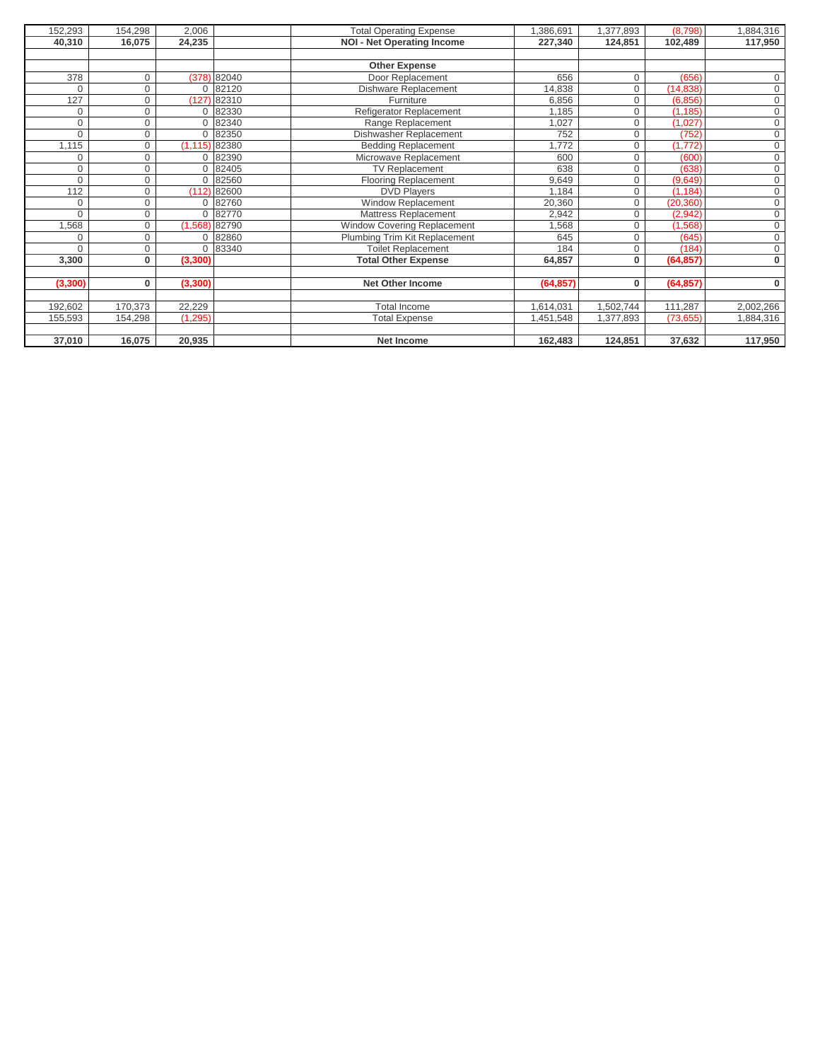| | | | | | | | | |
|---|---|---|---|---|---|---|---|---|
| 152,293 | 154,298 | 2,006 | | Total Operating Expense | 1,386,691 | 1,377,893 | (8,798) | 1,884,316 |
| **40,310** | **16,075** | **24,235** | | **NOI - Net Operating Income** | **227,340** | **124,851** | **102,489** | **117,950** |
| | | | | | | | | |
| | | | | **Other Expense** | | | | |
| 378 | 0 | (378) | 82040 | Door Replacement | 656 | 0 | (656) | 0 |
| 0 | 0 | 0 | 82120 | Dishware Replacement | 14,838 | 0 | (14,838) | 0 |
| 127 | 0 | (127) | 82310 | Furniture | 6,856 | 0 | (6,856) | 0 |
| 0 | 0 | 0 | 82330 | Refigerator Replacement | 1,185 | 0 | (1,185) | 0 |
| 0 | 0 | 0 | 82340 | Range Replacement | 1,027 | 0 | (1,027) | 0 |
| 0 | 0 | 0 | 82350 | Dishwasher Replacement | 752 | 0 | (752) | 0 |
| 1,115 | 0 | (1,115) | 82380 | Bedding Replacement | 1,772 | 0 | (1,772) | 0 |
| 0 | 0 | 0 | 82390 | Microwave Replacement | 600 | 0 | (600) | 0 |
| 0 | 0 | 0 | 82405 | TV Replacement | 638 | 0 | (638) | 0 |
| 0 | 0 | 0 | 82560 | Flooring Replacement | 9,649 | 0 | (9,649) | 0 |
| 112 | 0 | (112) | 82600 | DVD Players | 1,184 | 0 | (1,184) | 0 |
| 0 | 0 | 0 | 82760 | Window Replacement | 20,360 | 0 | (20,360) | 0 |
| 0 | 0 | 0 | 82770 | Mattress Replacement | 2,942 | 0 | (2,942) | 0 |
| 1,568 | 0 | (1,568) | 82790 | Window Covering Replacement | 1,568 | 0 | (1,568) | 0 |
| 0 | 0 | 0 | 82860 | Plumbing Trim Kit Replacement | 645 | 0 | (645) | 0 |
| 0 | 0 | 0 | 83340 | Toilet Replacement | 184 | 0 | (184) | 0 |
| **3,300** | **0** | **(3,300)** | | **Total Other Expense** | **64,857** | **0** | **(64,857)** | **0** |
| | | | | | | | | |
| **(3,300)** | **0** | **(3,300)** | | **Net Other Income** | **(64,857)** | **0** | **(64,857)** | **0** |
| | | | | | | | | |
| 192,602 | 170,373 | 22,229 | | Total Income | 1,614,031 | 1,502,744 | 111,287 | 2,002,266 |
| 155,593 | 154,298 | (1,295) | | Total Expense | 1,451,548 | 1,377,893 | (73,655) | 1,884,316 |
| | | | | | | | | |
| **37,010** | **16,075** | **20,935** | | **Net Income** | **162,483** | **124,851** | **37,632** | **117,950** |